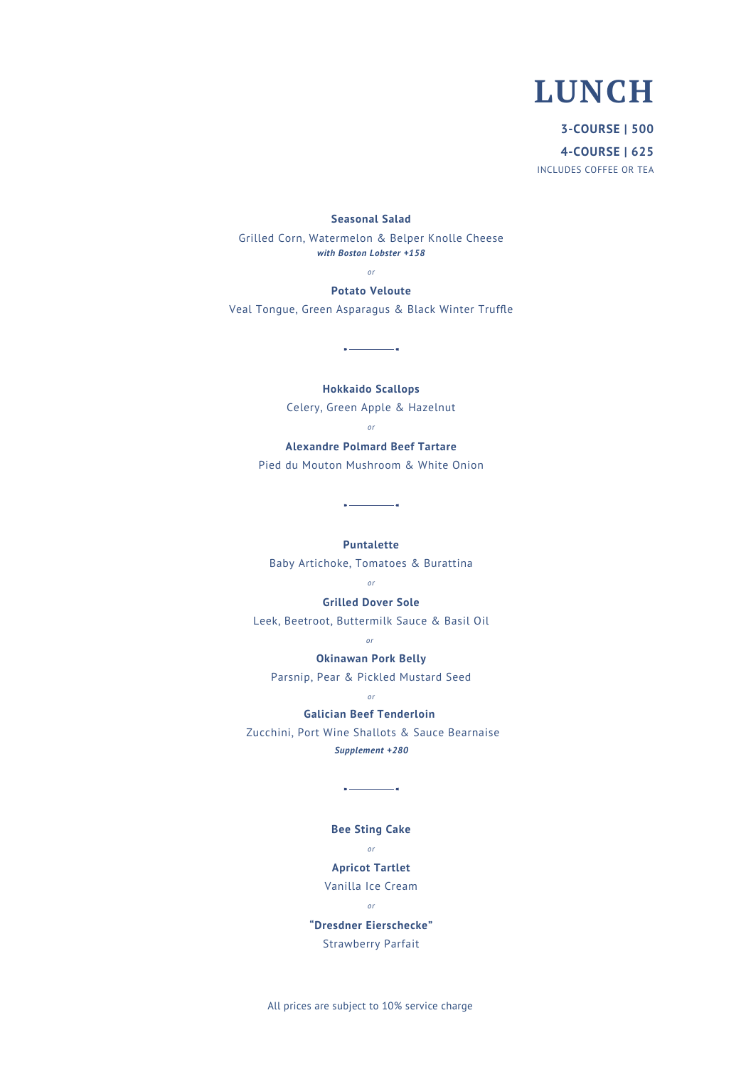# LUNCH

**3-COURSE | 500**

**4-COURSE | 625**

INCLUDES COFFEE OR TEA

**Seasonal Salad**

Grilled Corn, Watermelon & Belper Knolle Cheese

***with Boston Lobster +158***

*or*

**Potato Veloute**

Veal Tongue, Green Asparagus & Black Winter Truffle

---

**Hokkaido Scallops**

Celery, Green Apple & Hazelnut

*or*

**Alexandre Polmard Beef Tartare**

Pied du Mouton Mushroom & White Onion

---

**Puntalette**

Baby Artichoke, Tomatoes & Burattina

*or*

**Grilled Dover Sole**

Leek, Beetroot, Buttermilk Sauce & Basil Oil

*or*

**Okinawan Pork Belly**

Parsnip, Pear & Pickled Mustard Seed

*or*

**Galician Beef Tenderloin**

Zucchini, Port Wine Shallots & Sauce Bearnaise

***Supplement +280***

---

**Bee Sting Cake**

*or*

**Apricot Tartlet**

Vanilla Ice Cream

*or*

**"Dresdner Eierschecke"**

Strawberry Parfait

All prices are subject to 10% service charge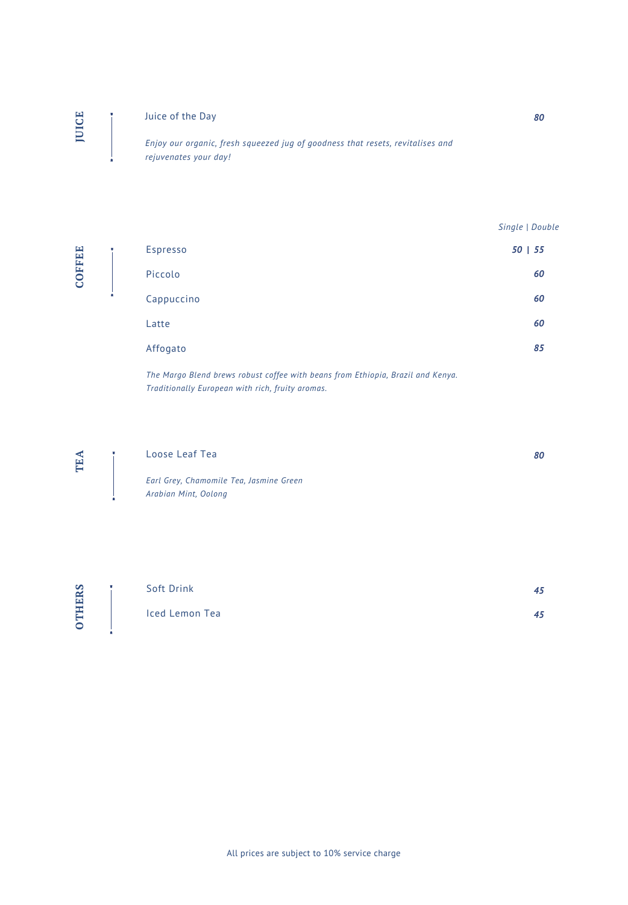## JUICE

Juice of the Day **80**

*Enjoy our organic, fresh squeezed jug of goodness that resets, revitalises and rejuvenates your day!*

## COFFEE

| | *Single \| Double* |
|---|---|
| Espresso | ***50 \| 55*** |
| Piccolo | ***60*** |
| Cappuccino | ***60*** |
| Latte | ***60*** |
| Affogato | ***85*** |

*The Margo Blend brews robust coffee with beans from Ethiopia, Brazil and Kenya. Traditionally European with rich, fruity aromas.*

## TEA

Loose Leaf Tea **80**

*Earl Grey, Chamomile Tea, Jasmine Green*
*Arabian Mint, Oolong*

## OTHERS

| | |
|---|---|
| Soft Drink | ***45*** |
| Iced Lemon Tea | ***45*** |

All prices are subject to 10% service charge